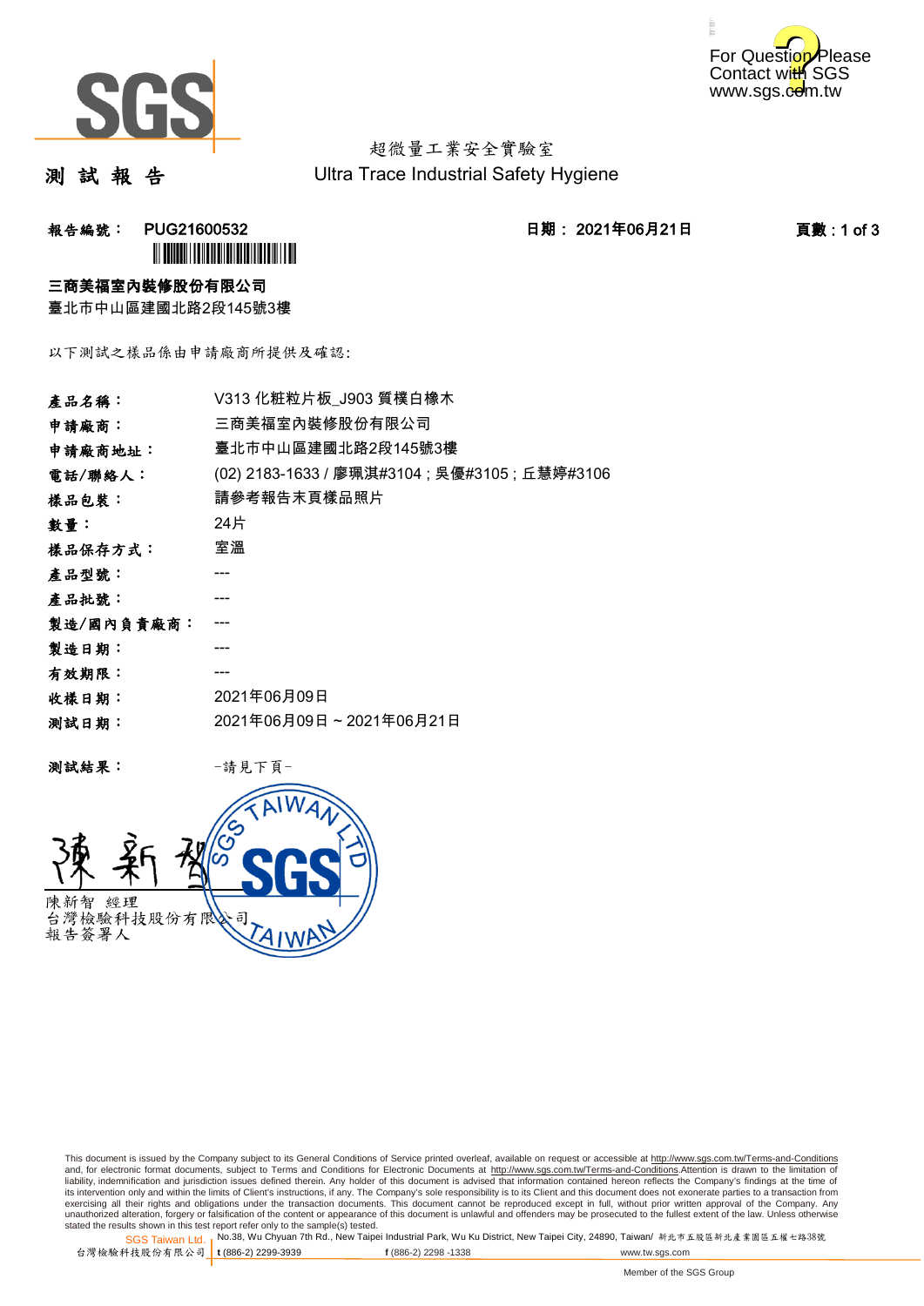For Question Please Contact with SGS www.sgs.com.tw

超微量工業安全實驗室
Ultra Trace Industrial Safety Hygiene

# 測 試 報 告

**報告編號： PUG21600532** **日期： 2021年06月21日**

**三商美福室內裝修股份有限公司**
臺北市中山區建國北路2段145號3樓

以下測試之樣品係由申請廠商所提供及確認:

| | |
|---|---|
| **產品名稱：** | V313 化粧粒片板_J903 質樸白橡木 |
| **申請廠商：** | 三商美福室內裝修股份有限公司 |
| **申請廠商地址：** | 臺北市中山區建國北路2段145號3樓 |
| **電話/聯絡人：** | (02) 2183-1633 / 廖珮淇#3104 ; 吳優#3105 ; 丘慧婷#3106 |
| **樣品包裝：** | 請參考報告末頁樣品照片 |
| **數量：** | 24片 |
| **樣品保存方式：** | 室溫 |
| **產品型號：** | --- |
| **產品批號：** | --- |
| **製造/國內負責廠商：** | --- |
| **製造日期：** | --- |
| **有效期限：** | --- |
| **收樣日期：** | 2021年06月09日 |
| **測試日期：** | 2021年06月09日 ~ 2021年06月21日 |

**測試結果：** -請見下頁-

陳新智 經理
台灣檢驗科技股份有限公司
報告簽署人

This document is issued by the Company subject to its General Conditions of Service printed overleaf, available on request or accessible at http://www.sgs.com.tw/Terms-and-Conditions and, for electronic format documents, subject to Terms and Conditions for Electronic Documents at http://www.sgs.com.tw/Terms-and-Conditions.Attention is drawn to the limitation of liability, indemnification and jurisdiction issues defined therein. Any holder of this document is advised that information contained hereon reflects the Company's findings at the time of its intervention only and within the limits of Client's instructions, if any. The Company's sole responsibility is to its Client and this document does not exonerate parties to a transaction from exercising all their rights and obligations under the transaction documents. This document cannot be reproduced except in full, without prior written approval of the Company. Any unauthorized alteration, forgery or falsification of the content or appearance of this document is unlawful and offenders may be prosecuted to the fullest extent of the law. Unless otherwise stated the results shown in this test report refer only to the sample(s) tested.

SGS Taiwan Ltd. 台灣檢驗科技股份有限公司 | No.38, Wu Chyuan 7th Rd., New Taipei Industrial Park, Wu Ku District, New Taipei City, 24890, Taiwan/ 新北市五股區新北產業園區五權七路38號 t (886-2) 2299-3939 f (886-2) 2298 -1338 www.tw.sgs.com

Member of the SGS Group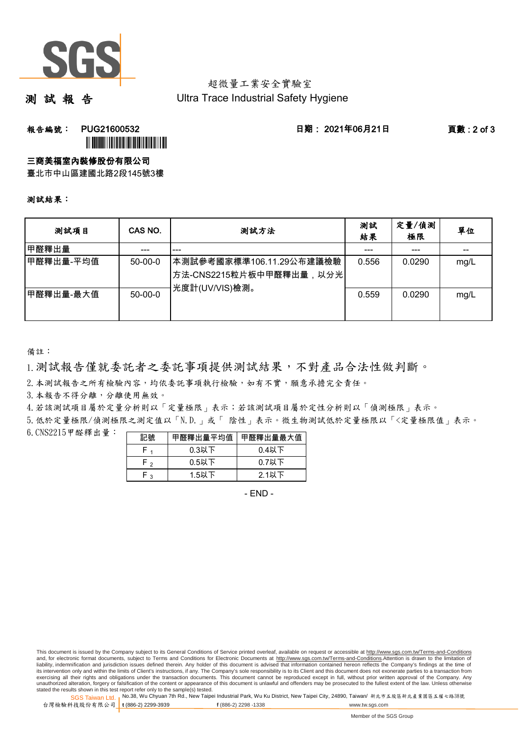超微量工業安全實驗室

Ultra Trace Industrial Safety Hygiene

# 測 試 報 告

**報告編號： PUG21600532**　　**日期： 2021年06月21日**

**三商美福室內裝修股份有限公司**

臺北市中山區建國北路2段145號3樓

**測試結果：**

| 測試項目 | CAS NO. | 測試方法 | 測試結果 | 定量/偵測極限 | 單位 |
|---|---|---|---|---|---|
| 甲醛釋出量 | --- | --- | --- | --- | -- |
| 甲醛釋出量-平均值 | 50-00-0 | 本測試參考國家標準106.11.29公布建議檢驗方法-CNS2215粒片板中甲醛釋出量，以分光光度計(UV/VIS)檢測。 | 0.556 | 0.0290 | mg/L |
| 甲醛釋出量-最大值 | 50-00-0 | | 0.559 | 0.0290 | mg/L |

備註：

1. 測試報告僅就委託者之委託事項提供測試結果，不對產品合法性做判斷。
2. 本測試報告之所有檢驗內容，均依委託事項執行檢驗，如有不實，願意承擔完全責任。
3. 本報告不得分離，分離使用無效。
4. 若該測試項目屬於定量分析則以「定量極限」表示；若該測試項目屬於定性分析則以「偵測極限」表示。
5. 低於定量極限/偵測極限之測定值以「N.D.」或「 陰性」表示。微生物測試低於定量極限以「<定量極限值」表示。
6. CNS2215甲醛釋出量：

| 記號 | 甲醛釋出量平均值 | 甲醛釋出量最大值 |
|---|---|---|
| $F_1$ | 0.3以下 | 0.4以下 |
| $F_2$ | 0.5以下 | 0.7以下 |
| $F_3$ | 1.5以下 | 2.1以下 |

- END -

This document is issued by the Company subject to its General Conditions of Service printed overleaf, available on request or accessible at http://www.sgs.com.tw/Terms-and-Conditions and, for electronic format documents, subject to Terms and Conditions for Electronic Documents at http://www.sgs.com.tw/Terms-and-Conditions.Attention is drawn to the limitation of liability, indemnification and jurisdiction issues defined therein. Any holder of this document is advised that information contained hereon reflects the Company's findings at the time of its intervention only and within the limits of Client's instructions, if any. The Company's sole responsibility is to its Client and this document does not exonerate parties to a transaction from exercising all their rights and obligations under the transaction documents. This document cannot be reproduced except in full, without prior written approval of the Company. Any unauthorized alteration, forgery or falsification of the content or appearance of this document is unlawful and offenders may be prosecuted to the fullest extent of the law. Unless otherwise stated the results shown in this test report refer only to the sample(s) tested.

SGS Taiwan Ltd. 台灣檢驗科技股份有限公司 | No.38, Wu Chyuan 7th Rd., New Taipei Industrial Park, Wu Ku District, New Taipei City, 24890, Taiwan/ 新北市五股區新北產業園區五權七路38號 | t (886-2) 2299-3939 f (886-2) 2298 -1338 www.tw.sgs.com

Member of the SGS Group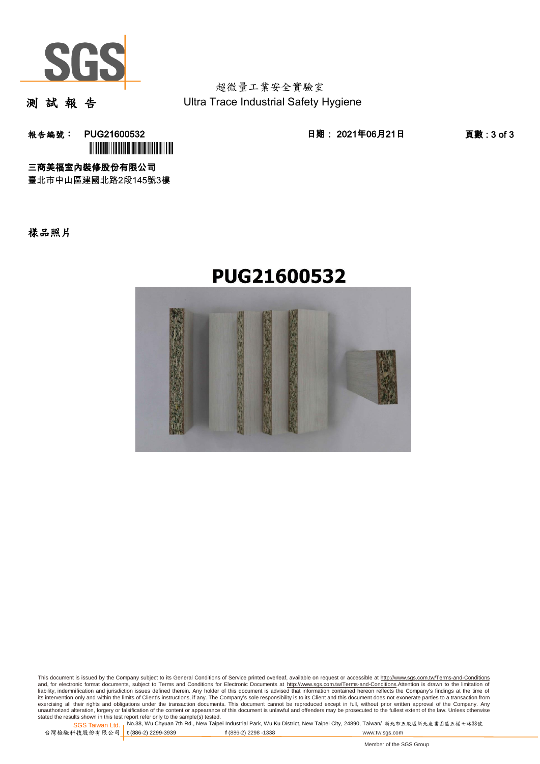超微量工業安全實驗室
Ultra Trace Industrial Safety Hygiene

# 測 試 報 告

**報告編號： PUG21600532** **日期： 2021年06月21日**

**三商美福室內裝修股份有限公司**
臺北市中山區建國北路2段145號3樓

## 樣品照片

**PUG21600532**

This document is issued by the Company subject to its General Conditions of Service printed overleaf, available on request or accessible at http://www.sgs.com.tw/Terms-and-Conditions and, for electronic format documents, subject to Terms and Conditions for Electronic Documents at http://www.sgs.com.tw/Terms-and-Conditions.Attention is drawn to the limitation of liability, indemnification and jurisdiction issues defined therein. Any holder of this document is advised that information contained hereon reflects the Company's findings at the time of its intervention only and within the limits of Client's instructions, if any. The Company's sole responsibility is to its Client and this document does not exonerate parties to a transaction from exercising all their rights and obligations under the transaction documents. This document cannot be reproduced except in full, without prior written approval of the Company. Any unauthorized alteration, forgery or falsification of the content or appearance of this document is unlawful and offenders may be prosecuted to the fullest extent of the law. Unless otherwise stated the results shown in this test report refer only to the sample(s) tested.

SGS Taiwan Ltd. 台灣檢驗科技股份有限公司 | No.38, Wu Chyuan 7th Rd., New Taipei Industrial Park, Wu Ku District, New Taipei City, 24890, Taiwan/ 新北市五股區新北產業園區五權七路38號
t (886-2) 2299-3939 f (886-2) 2298 -1338 www.tw.sgs.com

Member of the SGS Group